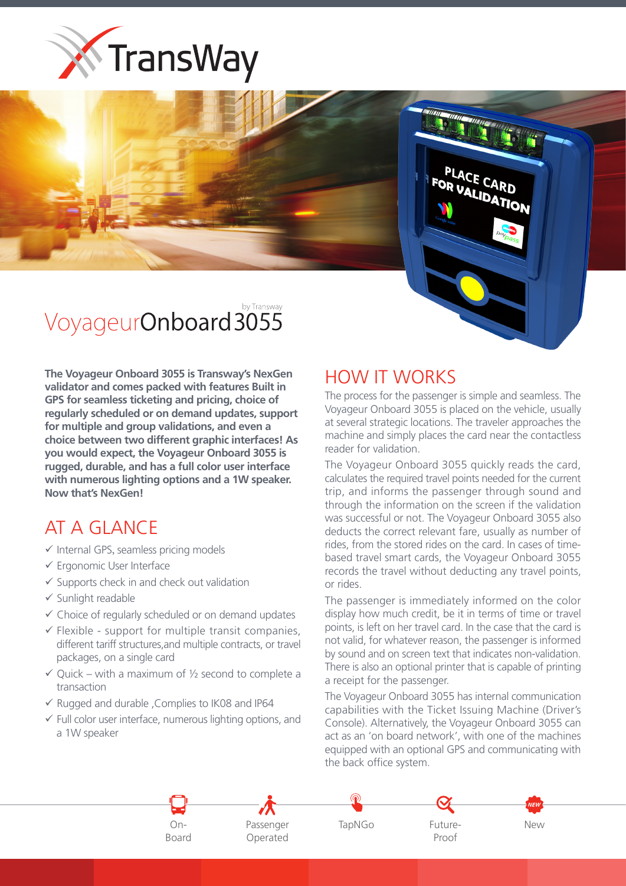# TransWay

# VoyageurOnboard 3055

by Transway

**The Voyageur Onboard 3055 is Transway's NexGen validator and comes packed with features Built in GPS for seamless ticketing and pricing, choice of regularly scheduled or on demand updates, support for multiple and group validations, and even a choice between two different graphic interfaces! As you would expect, the Voyageur Onboard 3055 is rugged, durable, and has a full color user interface with numerous lighting options and a 1W speaker. Now that's NexGen!**

## AT A GLANCE

- ✓ Internal GPS, seamless pricing models
- ✓ Ergonomic User Interface
- ✓ Supports check in and check out validation
- ✓ Sunlight readable
- ✓ Choice of regularly scheduled or on demand updates
- ✓ Flexible - support for multiple transit companies, different tariff structures,and multiple contracts, or travel packages, on a single card
- ✓ Quick – with a maximum of ½ second to complete a transaction
- ✓ Rugged and durable ,Complies to IK08 and IP64
- ✓ Full color user interface, numerous lighting options, and a 1W speaker

## HOW IT WORKS

The process for the passenger is simple and seamless. The Voyageur Onboard 3055 is placed on the vehicle, usually at several strategic locations. The traveler approaches the machine and simply places the card near the contactless reader for validation.

The Voyageur Onboard 3055 quickly reads the card, calculates the required travel points needed for the current trip, and informs the passenger through sound and through the information on the screen if the validation was successful or not. The Voyageur Onboard 3055 also deducts the correct relevant fare, usually as number of rides, from the stored rides on the card. In cases of time-based travel smart cards, the Voyageur Onboard 3055 records the travel without deducting any travel points, or rides.

The passenger is immediately informed on the color display how much credit, be it in terms of time or travel points, is left on her travel card. In the case that the card is not valid, for whatever reason, the passenger is informed by sound and on screen text that indicates non-validation. There is also an optional printer that is capable of printing a receipt for the passenger.

The Voyageur Onboard 3055 has internal communication capabilities with the Ticket Issuing Machine (Driver's Console). Alternatively, the Voyageur Onboard 3055 can act as an 'on board network', with one of the machines equipped with an optional GPS and communicating with the back office system.

On-Board | Passenger Operated | TapNGo | Future-Proof | New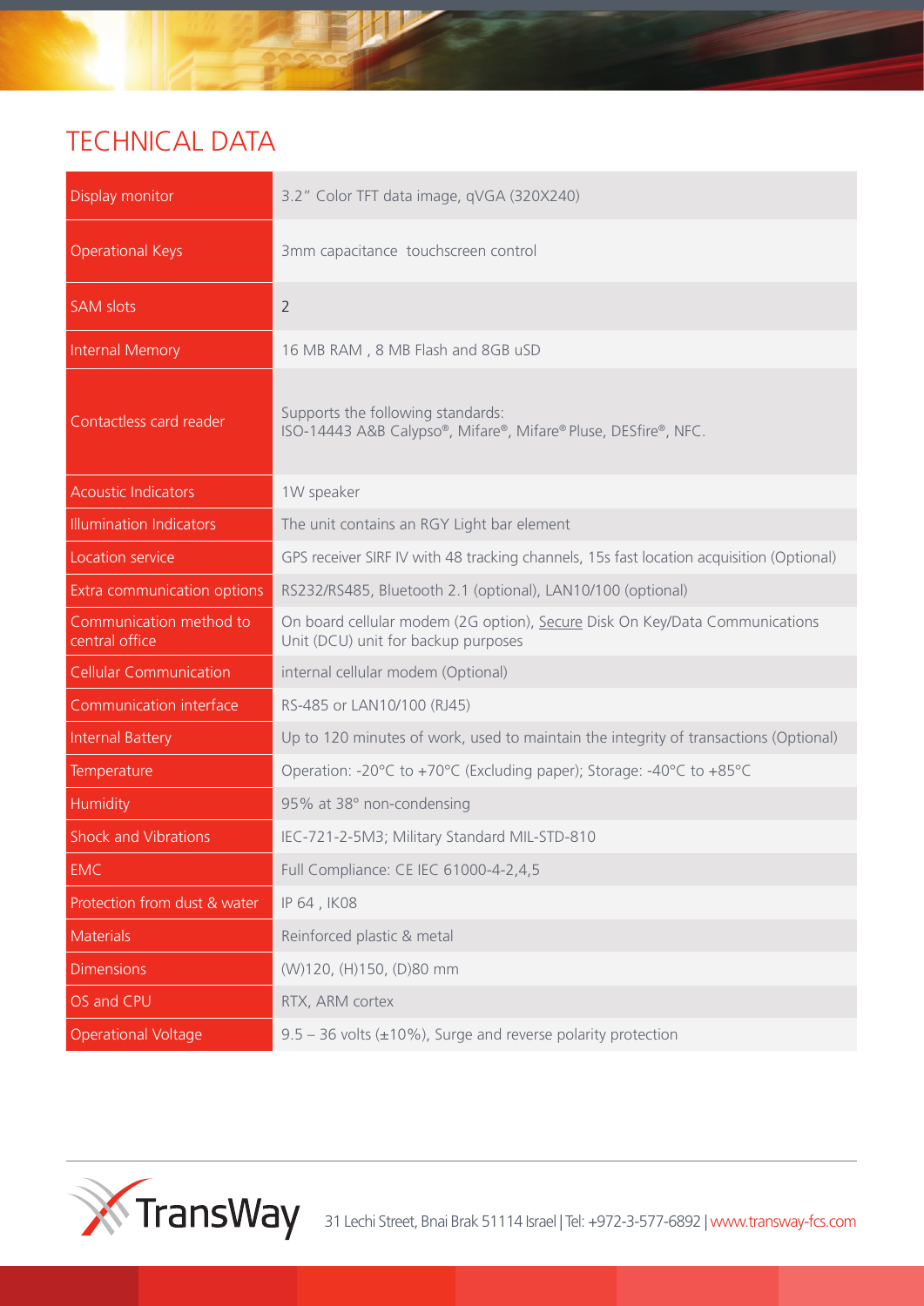# TECHNICAL DATA

| | |
|---|---|
| Display monitor | 3.2" Color TFT data image, qVGA (320X240) |
| Operational Keys | 3mm capacitance touchscreen control |
| SAM slots | 2 |
| Internal Memory | 16 MB RAM , 8 MB Flash and 8GB uSD |
| Contactless card reader | Supports the following standards:<br>ISO-14443 A&B Calypso®, Mifare®, Mifare® Pluse, DESfire®, NFC. |
| Acoustic Indicators | 1W speaker |
| Illumination Indicators | The unit contains an RGY Light bar element |
| Location service | GPS receiver SIRF IV with 48 tracking channels, 15s fast location acquisition (Optional) |
| Extra communication options | RS232/RS485, Bluetooth 2.1 (optional), LAN10/100 (optional) |
| Communication method to central office | On board cellular modem (2G option), Secure Disk On Key/Data Communications Unit (DCU) unit for backup purposes |
| Cellular Communication | internal cellular modem (Optional) |
| Communication interface | RS-485 or LAN10/100 (RJ45) |
| Internal Battery | Up to 120 minutes of work, used to maintain the integrity of transactions (Optional) |
| Temperature | Operation: -20°C to +70°C (Excluding paper); Storage: -40°C to +85°C |
| Humidity | 95% at 38° non-condensing |
| Shock and Vibrations | IEC-721-2-5M3; Military Standard MIL-STD-810 |
| EMC | Full Compliance: CE IEC 61000-4-2,4,5 |
| Protection from dust & water | IP 64 , IK08 |
| Materials | Reinforced plastic & metal |
| Dimensions | (W)120, (H)150, (D)80 mm |
| OS and CPU | RTX, ARM cortex |
| Operational Voltage | 9.5 – 36 volts (±10%), Surge and reverse polarity protection |

TransWay 31 Lechi Street, Bnai Brak 51114 Israel | Tel: +972-3-577-6892 | www.transway-fcs.com